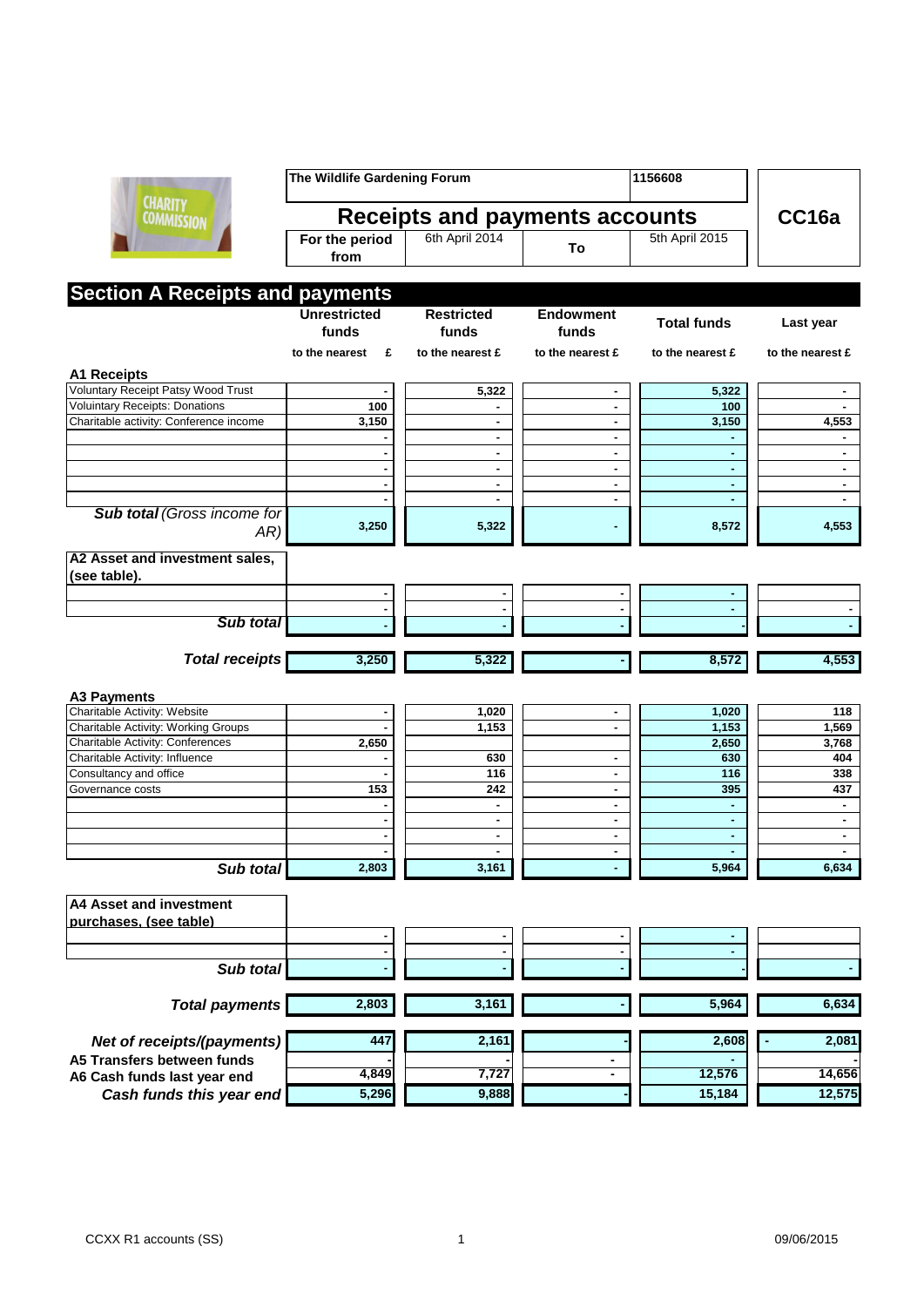| The Wildlife Gardening Forum | | | 1156608 | |
|---|---|---|---|---|
| **Receipts and payments accounts** | | | | **CC16a** |
| **For the period from** | 6th April 2014 | **To** | 5th April 2015 | |

## Section A Receipts and payments

| | **Unrestricted funds** | **Restricted funds** | **Endowment funds** | **Total funds** | **Last year** |
|---|---|---|---|---|---|
| | **to the nearest £** | **to the nearest £** | **to the nearest £** | **to the nearest £** | **to the nearest £** |
| **A1 Receipts** | | | | | |
| Voluntary Receipt Patsy Wood Trust | - | 5,322 | - | 5,322 | - |
| Voluintary Receipts: Donations | 100 | - | - | 100 | - |
| Charitable activity: Conference income | 3,150 | - | - | 3,150 | 4,553 |
| | - | - | - | - | - |
| | - | - | - | - | - |
| | - | - | - | - | - |
| | - | - | - | - | - |
| | - | - | - | - | - |
| ***Sub total*** *(Gross income for AR)* | 3,250 | 5,322 | - | 8,572 | 4,553 |
| **A2 Asset and investment sales, (see table).** | | | | | |
| | - | - | - | - | |
| | - | - | - | - | - |
| ***Sub total*** | - | - | - | - | - |
| ***Total receipts*** | 3,250 | 5,322 | - | 8,572 | 4,553 |
| **A3 Payments** | | | | | |
| Charitable Activity: Website | - | 1,020 | - | 1,020 | 118 |
| Charitable Activity: Working Groups | - | 1,153 | - | 1,153 | 1,569 |
| Charitable Activity: Conferences | 2,650 | | | 2,650 | 3,768 |
| Charitable Activity: Influence | - | 630 | - | 630 | 404 |
| Consultancy and office | - | 116 | - | 116 | 338 |
| Governance costs | 153 | 242 | - | 395 | 437 |
| | - | - | - | - | - |
| | - | - | - | - | - |
| | - | - | - | - | - |
| | - | - | - | - | - |
| ***Sub total*** | 2,803 | 3,161 | - | 5,964 | 6,634 |
| **A4 Asset and investment purchases, (see table)** | | | | | |
| | - | - | - | - | |
| | - | - | - | - | |
| ***Sub total*** | - | - | - | - | - |
| ***Total payments*** | 2,803 | 3,161 | - | 5,964 | 6,634 |
| ***Net of receipts/(payments)*** | 447 | 2,161 | - | 2,608 | - 2,081 |
| **A5 Transfers between funds** | - | - | - | - | - |
| **A6 Cash funds last year end** | 4,849 | 7,727 | - | 12,576 | 14,656 |
| ***Cash funds this year end*** | 5,296 | 9,888 | - | 15,184 | 12,575 |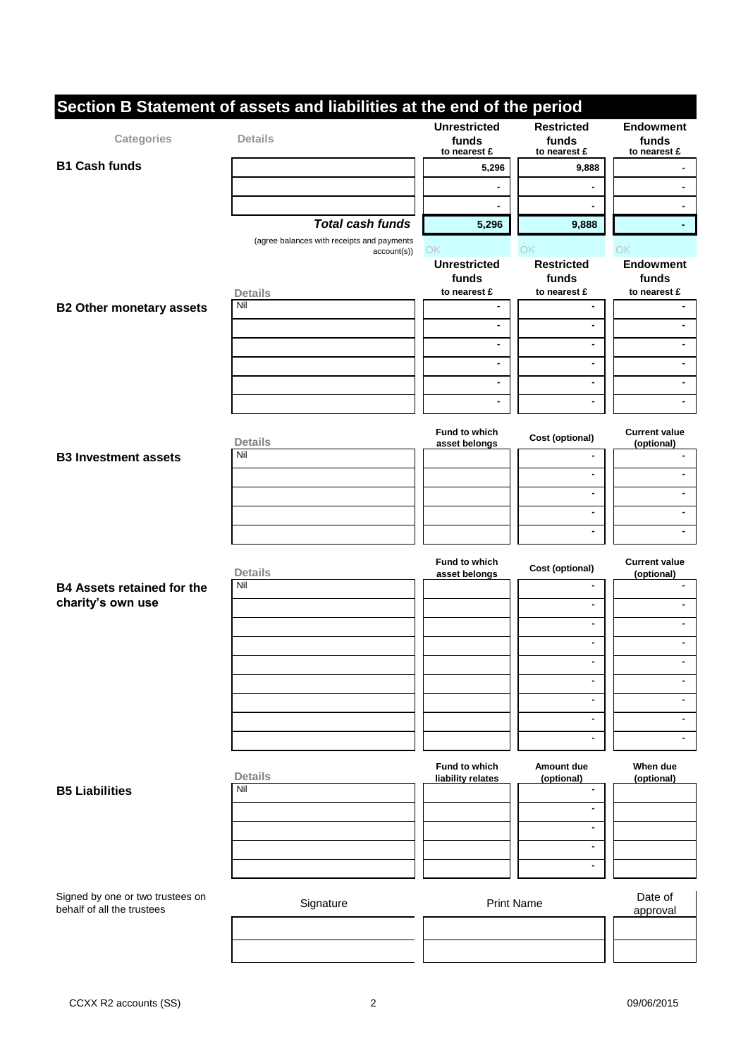## Section B Statement of assets and liabilities at the end of the period

| Categories | Details | Unrestricted funds to nearest £ | Restricted funds to nearest £ | Endowment funds to nearest £ |
|---|---|---|---|---|
| **B1 Cash funds** | | 5,296 | 9,888 | - |
| | | - | - | - |
| | | - | - | - |
| | ***Total cash funds*** | **5,296** | **9,888** | **-** |
| | (agree balances with receipts and payments account(s)) | OK | OK | OK |

| | Details | Unrestricted funds to nearest £ | Restricted funds to nearest £ | Endowment funds to nearest £ |
|---|---|---|---|---|
| **B2 Other monetary assets** | Nil | - | - | - |
| | | - | - | - |
| | | - | - | - |
| | | - | - | - |
| | | - | - | - |
| | | - | - | - |

| | Details | Fund to which asset belongs | Cost (optional) | Current value (optional) |
|---|---|---|---|---|
| **B3 Investment assets** | Nil | | - | - |
| | | | - | - |
| | | | - | - |
| | | | - | - |
| | | | - | - |

| | Details | Fund to which asset belongs | Cost (optional) | Current value (optional) |
|---|---|---|---|---|
| **B4 Assets retained for the charity's own use** | Nil | | - | - |
| | | | - | - |
| | | | - | - |
| | | | - | - |
| | | | - | - |
| | | | - | - |
| | | | - | - |
| | | | - | - |
| | | | - | - |

| | Details | Fund to which liability relates | Amount due (optional) | When due (optional) |
|---|---|---|---|---|
| **B5 Liabilities** | Nil | | - | |
| | | | - | |
| | | | - | |
| | | | - | |
| | | | - | |

| Signed by one or two trustees on behalf of all the trustees | Signature | Print Name | Date of approval |
|---|---|---|---|
| | | | |
| | | | |

CCXX R2 accounts (SS) 09/06/2015